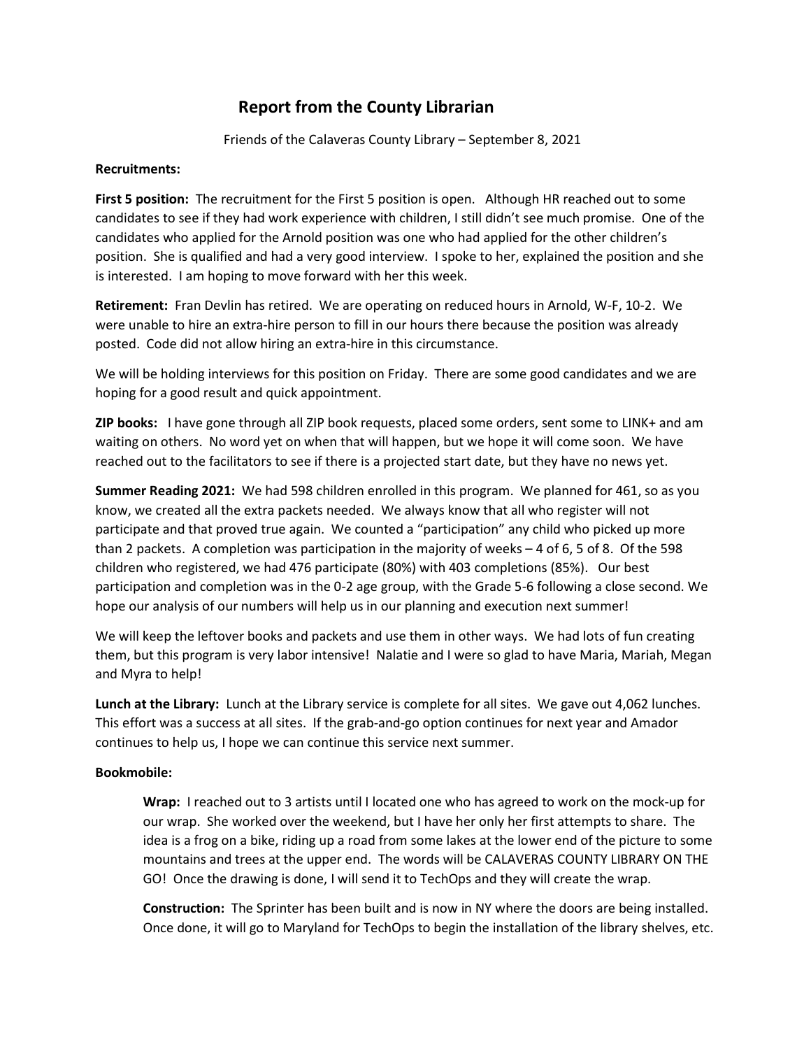# Report from the County Librarian

Friends of the Calaveras County Library – September 8, 2021

**Recruitments:**

**First 5 position:** The recruitment for the First 5 position is open. Although HR reached out to some candidates to see if they had work experience with children, I still didn't see much promise. One of the candidates who applied for the Arnold position was one who had applied for the other children's position. She is qualified and had a very good interview. I spoke to her, explained the position and she is interested. I am hoping to move forward with her this week.

**Retirement:** Fran Devlin has retired. We are operating on reduced hours in Arnold, W-F, 10-2. We were unable to hire an extra-hire person to fill in our hours there because the position was already posted. Code did not allow hiring an extra-hire in this circumstance.

We will be holding interviews for this position on Friday. There are some good candidates and we are hoping for a good result and quick appointment.

**ZIP books:** I have gone through all ZIP book requests, placed some orders, sent some to LINK+ and am waiting on others. No word yet on when that will happen, but we hope it will come soon. We have reached out to the facilitators to see if there is a projected start date, but they have no news yet.

**Summer Reading 2021:** We had 598 children enrolled in this program. We planned for 461, so as you know, we created all the extra packets needed. We always know that all who register will not participate and that proved true again. We counted a "participation" any child who picked up more than 2 packets. A completion was participation in the majority of weeks – 4 of 6, 5 of 8. Of the 598 children who registered, we had 476 participate (80%) with 403 completions (85%). Our best participation and completion was in the 0-2 age group, with the Grade 5-6 following a close second. We hope our analysis of our numbers will help us in our planning and execution next summer!

We will keep the leftover books and packets and use them in other ways. We had lots of fun creating them, but this program is very labor intensive! Nalatie and I were so glad to have Maria, Mariah, Megan and Myra to help!

**Lunch at the Library:** Lunch at the Library service is complete for all sites. We gave out 4,062 lunches. This effort was a success at all sites. If the grab-and-go option continues for next year and Amador continues to help us, I hope we can continue this service next summer.

**Bookmobile:**

> **Wrap:** I reached out to 3 artists until I located one who has agreed to work on the mock-up for our wrap. She worked over the weekend, but I have her only her first attempts to share. The idea is a frog on a bike, riding up a road from some lakes at the lower end of the picture to some mountains and trees at the upper end. The words will be CALAVERAS COUNTY LIBRARY ON THE GO! Once the drawing is done, I will send it to TechOps and they will create the wrap.
>
> **Construction:** The Sprinter has been built and is now in NY where the doors are being installed. Once done, it will go to Maryland for TechOps to begin the installation of the library shelves, etc.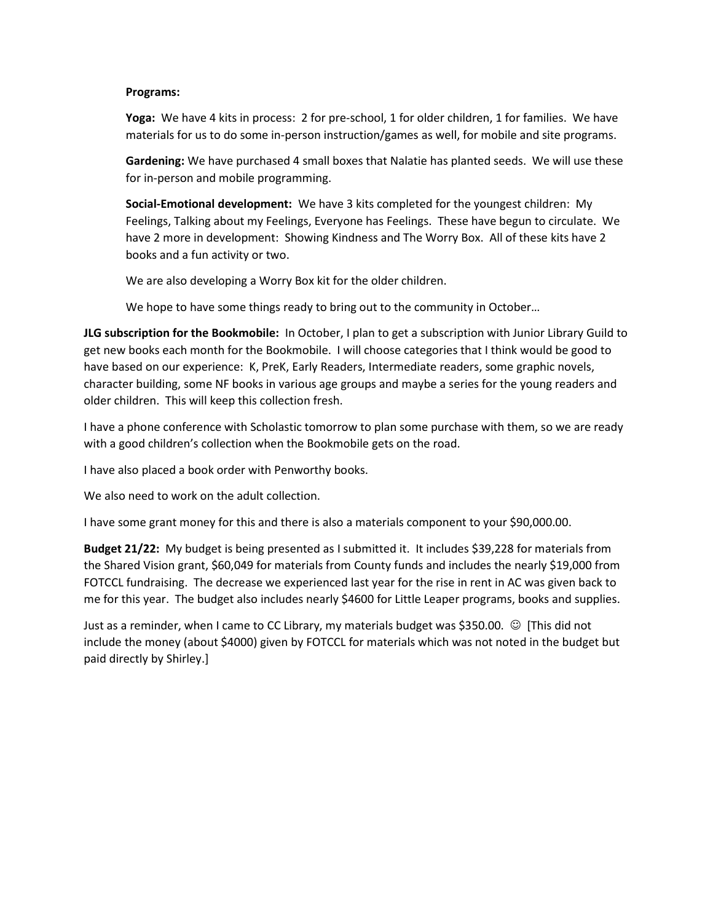**Programs:**

**Yoga:** We have 4 kits in process: 2 for pre-school, 1 for older children, 1 for families. We have materials for us to do some in-person instruction/games as well, for mobile and site programs.

**Gardening:** We have purchased 4 small boxes that Nalatie has planted seeds. We will use these for in-person and mobile programming.

**Social-Emotional development:** We have 3 kits completed for the youngest children: My Feelings, Talking about my Feelings, Everyone has Feelings. These have begun to circulate. We have 2 more in development: Showing Kindness and The Worry Box. All of these kits have 2 books and a fun activity or two.

We are also developing a Worry Box kit for the older children.

We hope to have some things ready to bring out to the community in October…

**JLG subscription for the Bookmobile:** In October, I plan to get a subscription with Junior Library Guild to get new books each month for the Bookmobile. I will choose categories that I think would be good to have based on our experience: K, PreK, Early Readers, Intermediate readers, some graphic novels, character building, some NF books in various age groups and maybe a series for the young readers and older children. This will keep this collection fresh.

I have a phone conference with Scholastic tomorrow to plan some purchase with them, so we are ready with a good children's collection when the Bookmobile gets on the road.

I have also placed a book order with Penworthy books.

We also need to work on the adult collection.

I have some grant money for this and there is also a materials component to your $90,000.00.

**Budget 21/22:** My budget is being presented as I submitted it. It includes $39,228 for materials from the Shared Vision grant, $60,049 for materials from County funds and includes the nearly $19,000 from FOTCCL fundraising. The decrease we experienced last year for the rise in rent in AC was given back to me for this year. The budget also includes nearly $4600 for Little Leaper programs, books and supplies.

Just as a reminder, when I came to CC Library, my materials budget was $350.00. ☺ [This did not include the money (about $4000) given by FOTCCL for materials which was not noted in the budget but paid directly by Shirley.]